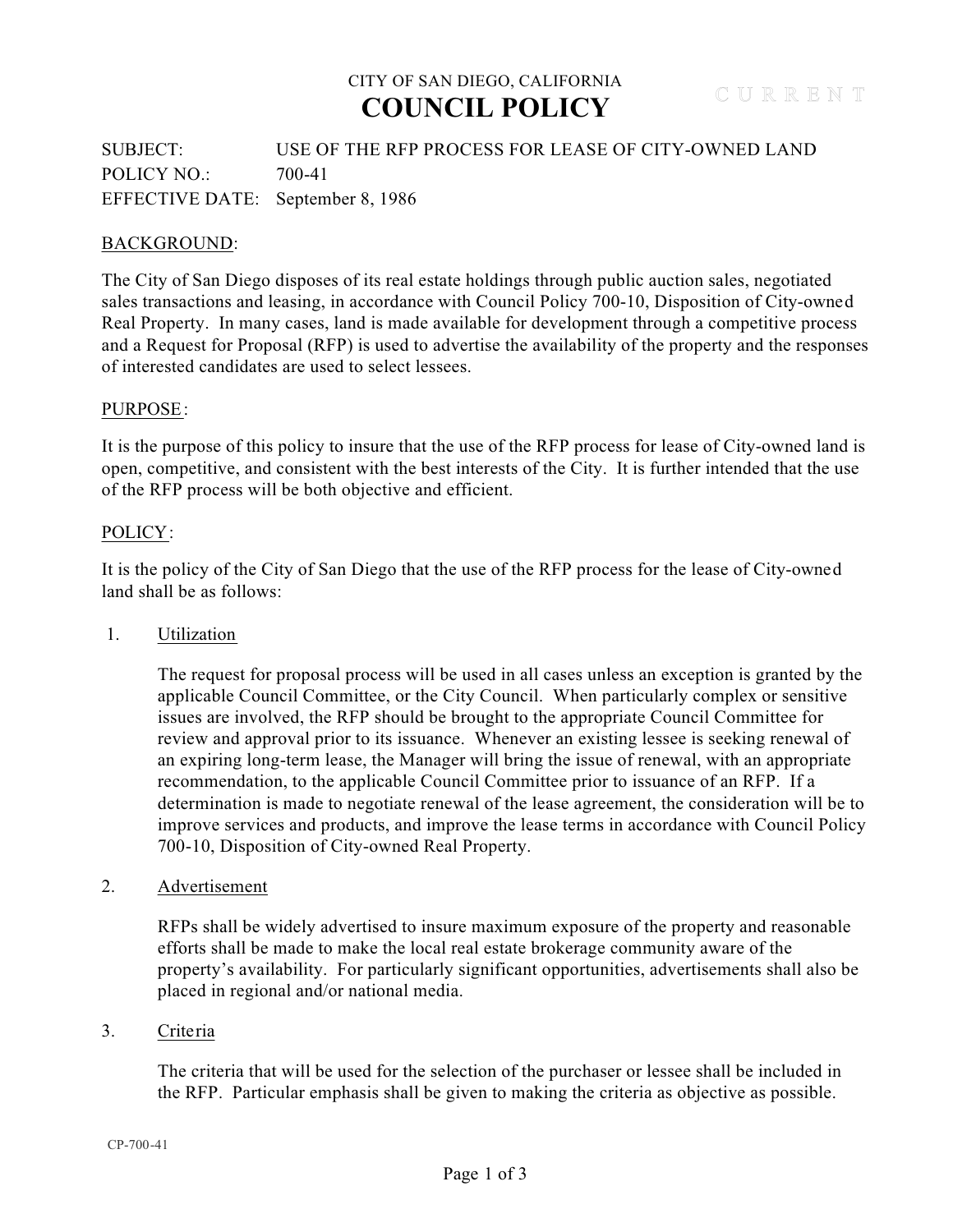CITY OF SAN DIEGO, CALIFORNIA

# COUNCIL POLICY

CURRENT

SUBJECT: USE OF THE RFP PROCESS FOR LEASE OF CITY-OWNED LAND
POLICY NO.: 700-41
EFFECTIVE DATE: September 8, 1986

## BACKGROUND:

The City of San Diego disposes of its real estate holdings through public auction sales, negotiated sales transactions and leasing, in accordance with Council Policy 700-10, Disposition of City-owned Real Property. In many cases, land is made available for development through a competitive process and a Request for Proposal (RFP) is used to advertise the availability of the property and the responses of interested candidates are used to select lessees.

## PURPOSE:

It is the purpose of this policy to insure that the use of the RFP process for lease of City-owned land is open, competitive, and consistent with the best interests of the City. It is further intended that the use of the RFP process will be both objective and efficient.

## POLICY:

It is the policy of the City of San Diego that the use of the RFP process for the lease of City-owned land shall be as follows:

1. Utilization

   The request for proposal process will be used in all cases unless an exception is granted by the applicable Council Committee, or the City Council. When particularly complex or sensitive issues are involved, the RFP should be brought to the appropriate Council Committee for review and approval prior to its issuance. Whenever an existing lessee is seeking renewal of an expiring long-term lease, the Manager will bring the issue of renewal, with an appropriate recommendation, to the applicable Council Committee prior to issuance of an RFP. If a determination is made to negotiate renewal of the lease agreement, the consideration will be to improve services and products, and improve the lease terms in accordance with Council Policy 700-10, Disposition of City-owned Real Property.

2. Advertisement

   RFPs shall be widely advertised to insure maximum exposure of the property and reasonable efforts shall be made to make the local real estate brokerage community aware of the property's availability. For particularly significant opportunities, advertisements shall also be placed in regional and/or national media.

3. Criteria

   The criteria that will be used for the selection of the purchaser or lessee shall be included in the RFP. Particular emphasis shall be given to making the criteria as objective as possible.

CP-700-41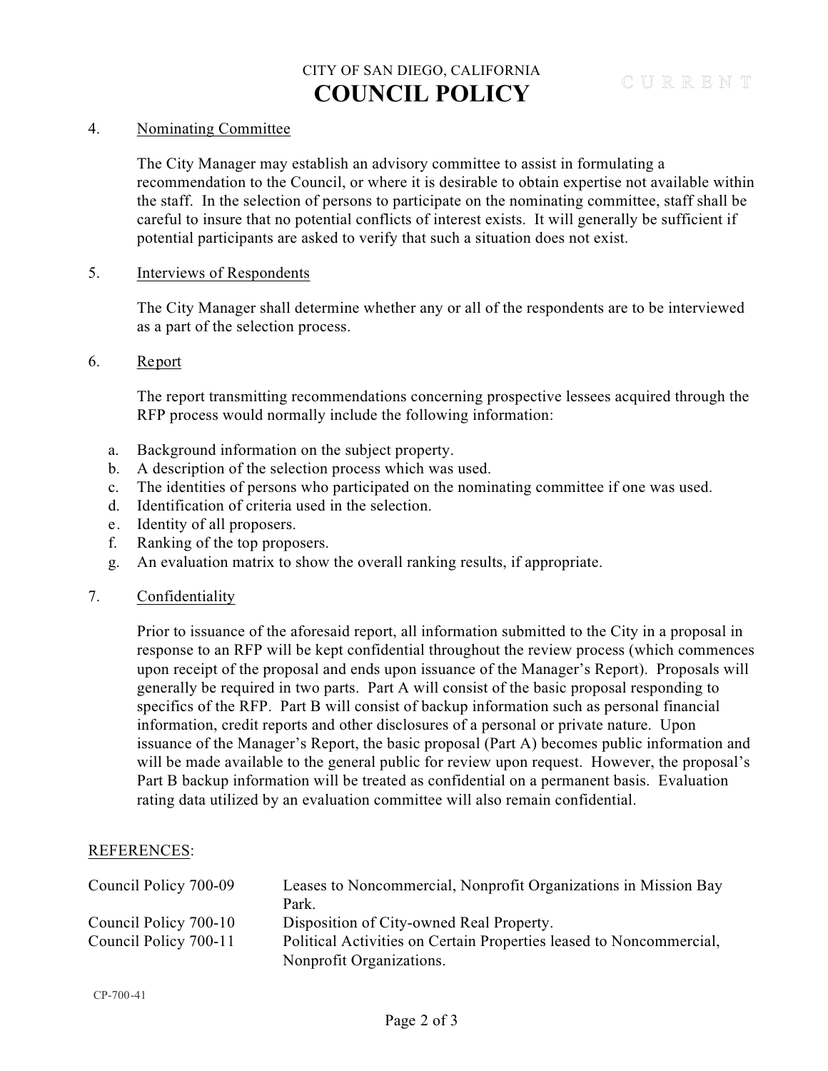4. Nominating Committee

   The City Manager may establish an advisory committee to assist in formulating a recommendation to the Council, or where it is desirable to obtain expertise not available within the staff. In the selection of persons to participate on the nominating committee, staff shall be careful to insure that no potential conflicts of interest exists. It will generally be sufficient if potential participants are asked to verify that such a situation does not exist.

5. Interviews of Respondents

   The City Manager shall determine whether any or all of the respondents are to be interviewed as a part of the selection process.

6. Report

   The report transmitting recommendations concerning prospective lessees acquired through the RFP process would normally include the following information:

   a. Background information on the subject property.
   b. A description of the selection process which was used.
   c. The identities of persons who participated on the nominating committee if one was used.
   d. Identification of criteria used in the selection.
   e. Identity of all proposers.
   f. Ranking of the top proposers.
   g. An evaluation matrix to show the overall ranking results, if appropriate.

7. Confidentiality

   Prior to issuance of the aforesaid report, all information submitted to the City in a proposal in response to an RFP will be kept confidential throughout the review process (which commences upon receipt of the proposal and ends upon issuance of the Manager's Report). Proposals will generally be required in two parts. Part A will consist of the basic proposal responding to specifics of the RFP. Part B will consist of backup information such as personal financial information, credit reports and other disclosures of a personal or private nature. Upon issuance of the Manager's Report, the basic proposal (Part A) becomes public information and will be made available to the general public for review upon request. However, the proposal's Part B backup information will be treated as confidential on a permanent basis. Evaluation rating data utilized by an evaluation committee will also remain confidential.

REFERENCES:

| | |
|---|---|
| Council Policy 700-09 | Leases to Noncommercial, Nonprofit Organizations in Mission Bay Park. |
| Council Policy 700-10 | Disposition of City-owned Real Property. |
| Council Policy 700-11 | Political Activities on Certain Properties leased to Noncommercial, Nonprofit Organizations. |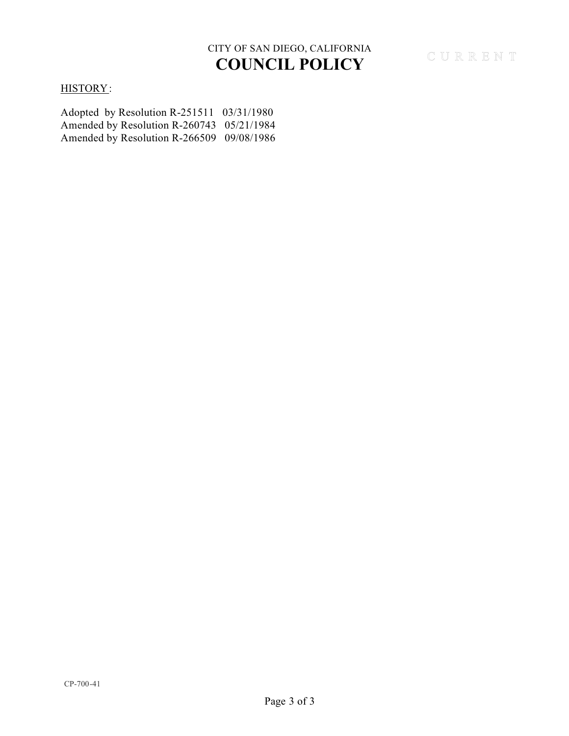HISTORY:

Adopted by Resolution R-251511 03/31/1980
Amended by Resolution R-260743 05/21/1984
Amended by Resolution R-266509 09/08/1986